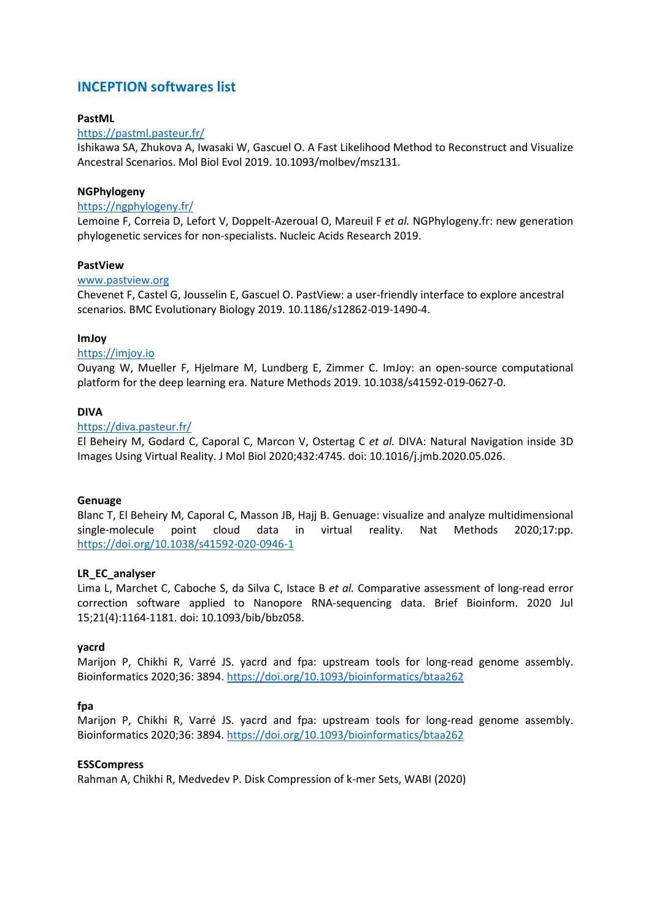# INCEPTION softwares list

**PastML**

https://pastml.pasteur.fr/

Ishikawa SA, Zhukova A, Iwasaki W, Gascuel O. A Fast Likelihood Method to Reconstruct and Visualize Ancestral Scenarios. Mol Biol Evol 2019. 10.1093/molbev/msz131.

**NGPhylogeny**

https://ngphylogeny.fr/

Lemoine F, Correia D, Lefort V, Doppelt-Azeroual O, Mareuil F *et al.* NGPhylogeny.fr: new generation phylogenetic services for non-specialists. Nucleic Acids Research 2019.

**PastView**

www.pastview.org

Chevenet F, Castel G, Jousselin E, Gascuel O. PastView: a user-friendly interface to explore ancestral scenarios. BMC Evolutionary Biology 2019. 10.1186/s12862-019-1490-4.

**ImJoy**

https://imjoy.io

Ouyang W, Mueller F, Hjelmare M, Lundberg E, Zimmer C. ImJoy: an open-source computational platform for the deep learning era. Nature Methods 2019. 10.1038/s41592-019-0627-0.

**DIVA**

https://diva.pasteur.fr/

El Beheiry M, Godard C, Caporal C, Marcon V, Ostertag C *et al.* DIVA: Natural Navigation inside 3D Images Using Virtual Reality. J Mol Biol 2020;432:4745. doi: 10.1016/j.jmb.2020.05.026.

**Genuage**

Blanc T, El Beheiry M, Caporal C, Masson JB, Hajj B. Genuage: visualize and analyze multidimensional single-molecule point cloud data in virtual reality. Nat Methods 2020;17:pp. https://doi.org/10.1038/s41592-020-0946-1

**LR_EC_analyser**

Lima L, Marchet C, Caboche S, da Silva C, Istace B *et al.* Comparative assessment of long-read error correction software applied to Nanopore RNA-sequencing data. Brief Bioinform. 2020 Jul 15;21(4):1164-1181. doi: 10.1093/bib/bbz058.

**yacrd**

Marijon P, Chikhi R, Varré JS. yacrd and fpa: upstream tools for long-read genome assembly. Bioinformatics 2020;36: 3894. https://doi.org/10.1093/bioinformatics/btaa262

**fpa**

Marijon P, Chikhi R, Varré JS. yacrd and fpa: upstream tools for long-read genome assembly. Bioinformatics 2020;36: 3894. https://doi.org/10.1093/bioinformatics/btaa262

**ESSCompress**

Rahman A, Chikhi R, Medvedev P. Disk Compression of k-mer Sets, WABI (2020)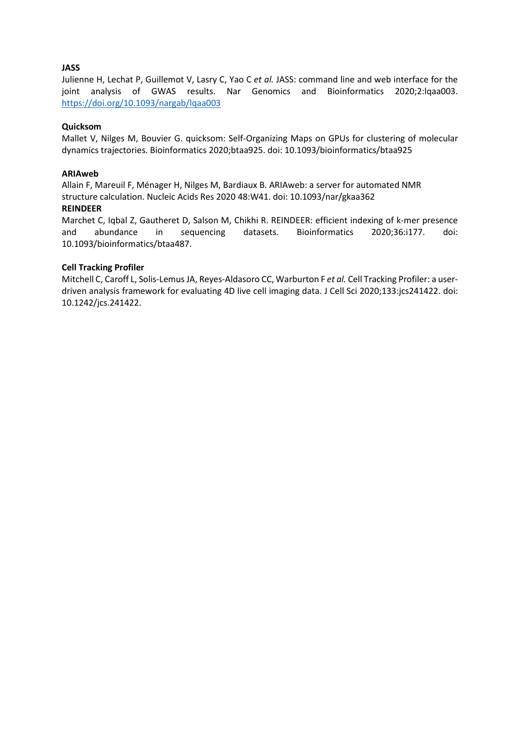**JASS**

Julienne H, Lechat P, Guillemot V, Lasry C, Yao C *et al.* JASS: command line and web interface for the joint analysis of GWAS results. Nar Genomics and Bioinformatics 2020;2:lqaa003. https://doi.org/10.1093/nargab/lqaa003

**Quicksom**

Mallet V, Nilges M, Bouvier G. quicksom: Self-Organizing Maps on GPUs for clustering of molecular dynamics trajectories. Bioinformatics 2020;btaa925. doi: 10.1093/bioinformatics/btaa925

**ARIAweb**

Allain F, Mareuil F, Ménager H, Nilges M, Bardiaux B. ARIAweb: a server for automated NMR structure calculation. Nucleic Acids Res 2020 48:W41. doi: 10.1093/nar/gkaa362

**REINDEER**

Marchet C, Iqbal Z, Gautheret D, Salson M, Chikhi R. REINDEER: efficient indexing of k-mer presence and abundance in sequencing datasets. Bioinformatics 2020;36:i177. doi: 10.1093/bioinformatics/btaa487.

**Cell Tracking Profiler**

Mitchell C, Caroff L, Solis-Lemus JA, Reyes-Aldasoro CC, Warburton F *et al.* Cell Tracking Profiler: a user-driven analysis framework for evaluating 4D live cell imaging data. J Cell Sci 2020;133:jcs241422. doi: 10.1242/jcs.241422.